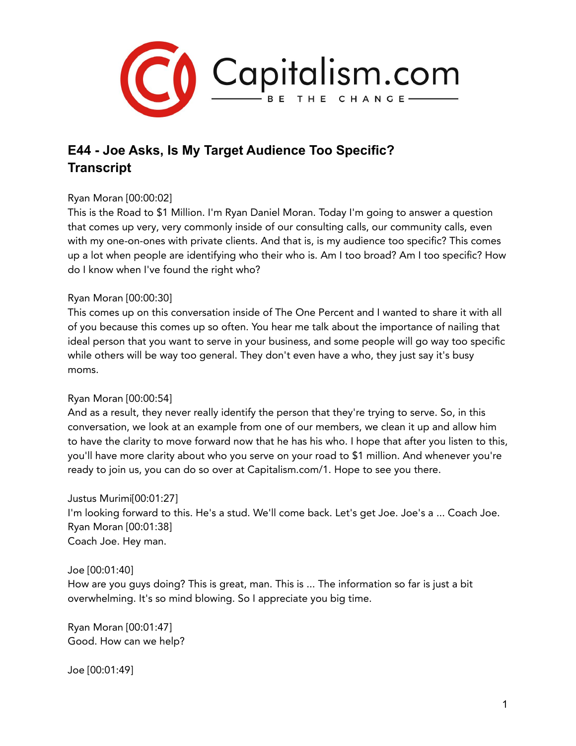Capitalism.com

BE THE CHANGE

## E44 - Joe Asks, Is My Target Audience Too Specific? Transcript

Ryan Moran [00:00:02]
This is the Road to $1 Million. I'm Ryan Daniel Moran. Today I'm going to answer a question that comes up very, very commonly inside of our consulting calls, our community calls, even with my one-on-ones with private clients. And that is, is my audience too specific? This comes up a lot when people are identifying who their who is. Am I too broad? Am I too specific? How do I know when I've found the right who?

Ryan Moran [00:00:30]
This comes up on this conversation inside of The One Percent and I wanted to share it with all of you because this comes up so often. You hear me talk about the importance of nailing that ideal person that you want to serve in your business, and some people will go way too specific while others will be way too general. They don't even have a who, they just say it's busy moms.

Ryan Moran [00:00:54]
And as a result, they never really identify the person that they're trying to serve. So, in this conversation, we look at an example from one of our members, we clean it up and allow him to have the clarity to move forward now that he has his who. I hope that after you listen to this, you'll have more clarity about who you serve on your road to $1 million. And whenever you're ready to join us, you can do so over at Capitalism.com/1. Hope to see you there.

Justus Murimi[00:01:27]
I'm looking forward to this. He's a stud. We'll come back. Let's get Joe. Joe's a ... Coach Joe.

Ryan Moran [00:01:38]
Coach Joe. Hey man.

Joe [00:01:40]
How are you guys doing? This is great, man. This is ... The information so far is just a bit overwhelming. It's so mind blowing. So I appreciate you big time.

Ryan Moran [00:01:47]
Good. How can we help?

Joe [00:01:49]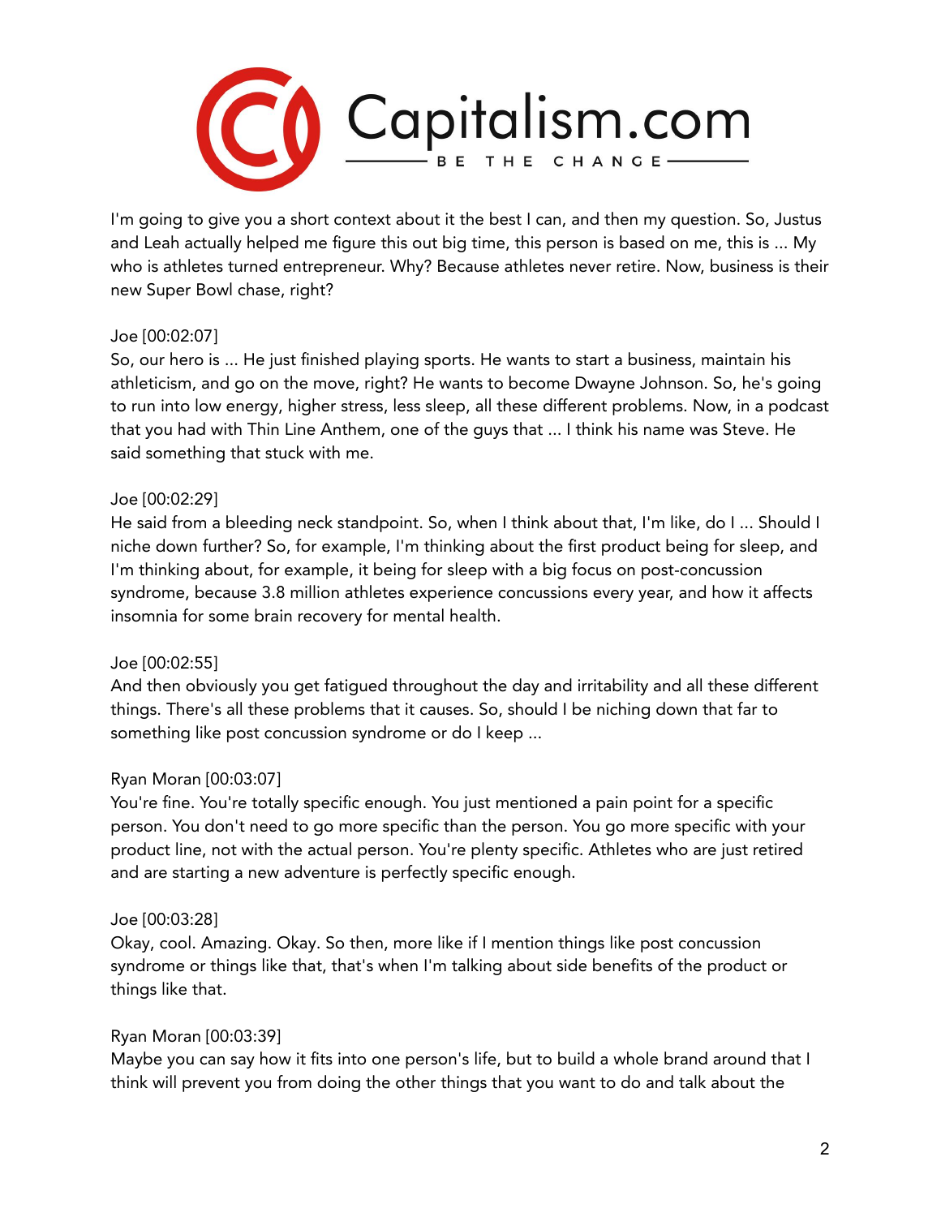I'm going to give you a short context about it the best I can, and then my question. So, Justus and Leah actually helped me figure this out big time, this person is based on me, this is ... My who is athletes turned entrepreneur. Why? Because athletes never retire. Now, business is their new Super Bowl chase, right?

Joe [00:02:07]
So, our hero is ... He just finished playing sports. He wants to start a business, maintain his athleticism, and go on the move, right? He wants to become Dwayne Johnson. So, he's going to run into low energy, higher stress, less sleep, all these different problems. Now, in a podcast that you had with Thin Line Anthem, one of the guys that ... I think his name was Steve. He said something that stuck with me.

Joe [00:02:29]
He said from a bleeding neck standpoint. So, when I think about that, I'm like, do I ... Should I niche down further? So, for example, I'm thinking about the first product being for sleep, and I'm thinking about, for example, it being for sleep with a big focus on post-concussion syndrome, because 3.8 million athletes experience concussions every year, and how it affects insomnia for some brain recovery for mental health.

Joe [00:02:55]
And then obviously you get fatigued throughout the day and irritability and all these different things. There's all these problems that it causes. So, should I be niching down that far to something like post concussion syndrome or do I keep ...

Ryan Moran [00:03:07]
You're fine. You're totally specific enough. You just mentioned a pain point for a specific person. You don't need to go more specific than the person. You go more specific with your product line, not with the actual person. You're plenty specific. Athletes who are just retired and are starting a new adventure is perfectly specific enough.

Joe [00:03:28]
Okay, cool. Amazing. Okay. So then, more like if I mention things like post concussion syndrome or things like that, that's when I'm talking about side benefits of the product or things like that.

Ryan Moran [00:03:39]
Maybe you can say how it fits into one person's life, but to build a whole brand around that I think will prevent you from doing the other things that you want to do and talk about the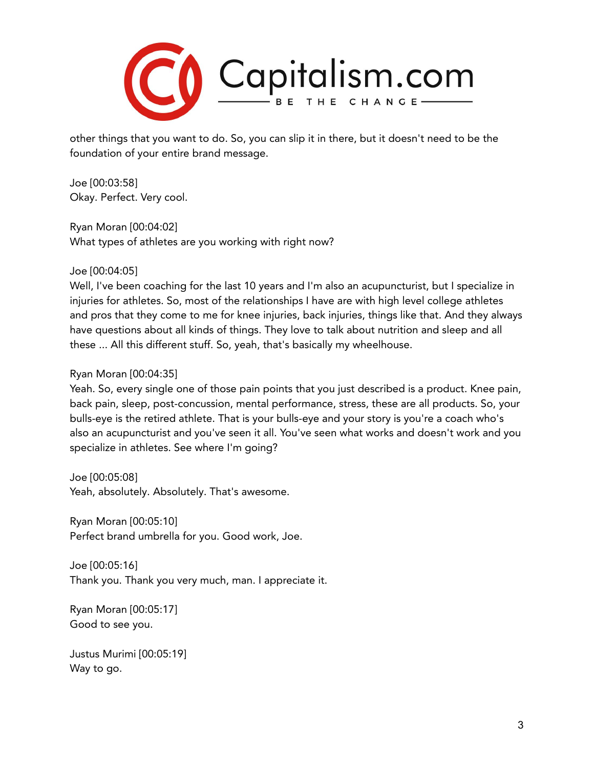other things that you want to do. So, you can slip it in there, but it doesn't need to be the foundation of your entire brand message.

Joe [00:03:58]
Okay. Perfect. Very cool.

Ryan Moran [00:04:02]
What types of athletes are you working with right now?

Joe [00:04:05]
Well, I've been coaching for the last 10 years and I'm also an acupuncturist, but I specialize in injuries for athletes. So, most of the relationships I have are with high level college athletes and pros that they come to me for knee injuries, back injuries, things like that. And they always have questions about all kinds of things. They love to talk about nutrition and sleep and all these ... All this different stuff. So, yeah, that's basically my wheelhouse.

Ryan Moran [00:04:35]
Yeah. So, every single one of those pain points that you just described is a product. Knee pain, back pain, sleep, post-concussion, mental performance, stress, these are all products. So, your bulls-eye is the retired athlete. That is your bulls-eye and your story is you're a coach who's also an acupuncturist and you've seen it all. You've seen what works and doesn't work and you specialize in athletes. See where I'm going?

Joe [00:05:08]
Yeah, absolutely. Absolutely. That's awesome.

Ryan Moran [00:05:10]
Perfect brand umbrella for you. Good work, Joe.

Joe [00:05:16]
Thank you. Thank you very much, man. I appreciate it.

Ryan Moran [00:05:17]
Good to see you.

Justus Murimi [00:05:19]
Way to go.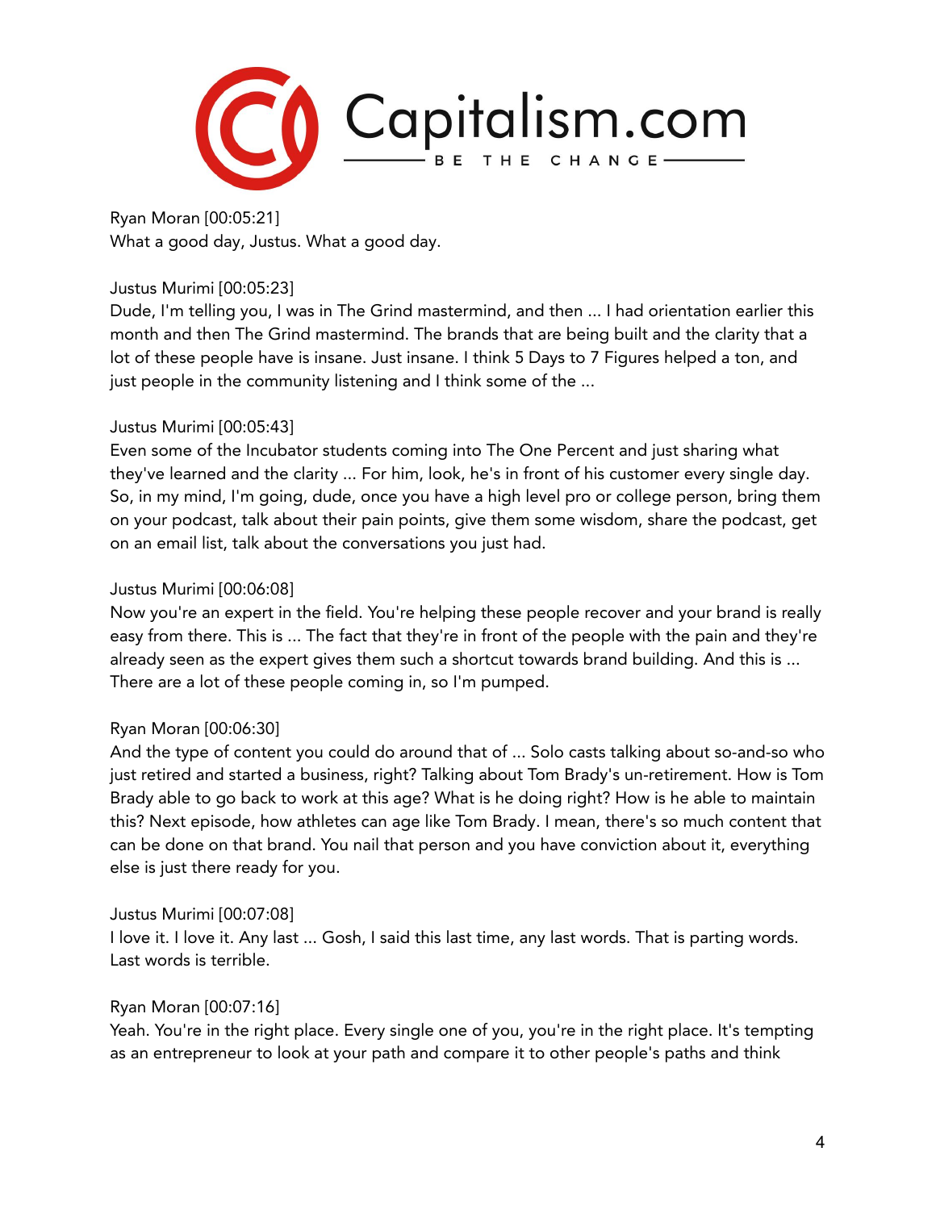Ryan Moran [00:05:21]
What a good day, Justus. What a good day.

Justus Murimi [00:05:23]
Dude, I'm telling you, I was in The Grind mastermind, and then ... I had orientation earlier this month and then The Grind mastermind. The brands that are being built and the clarity that a lot of these people have is insane. Just insane. I think 5 Days to 7 Figures helped a ton, and just people in the community listening and I think some of the ...

Justus Murimi [00:05:43]
Even some of the Incubator students coming into The One Percent and just sharing what they've learned and the clarity ... For him, look, he's in front of his customer every single day. So, in my mind, I'm going, dude, once you have a high level pro or college person, bring them on your podcast, talk about their pain points, give them some wisdom, share the podcast, get on an email list, talk about the conversations you just had.

Justus Murimi [00:06:08]
Now you're an expert in the field. You're helping these people recover and your brand is really easy from there. This is ... The fact that they're in front of the people with the pain and they're already seen as the expert gives them such a shortcut towards brand building. And this is ... There are a lot of these people coming in, so I'm pumped.

Ryan Moran [00:06:30]
And the type of content you could do around that of ... Solo casts talking about so-and-so who just retired and started a business, right? Talking about Tom Brady's un-retirement. How is Tom Brady able to go back to work at this age? What is he doing right? How is he able to maintain this? Next episode, how athletes can age like Tom Brady. I mean, there's so much content that can be done on that brand. You nail that person and you have conviction about it, everything else is just there ready for you.

Justus Murimi [00:07:08]
I love it. I love it. Any last ... Gosh, I said this last time, any last words. That is parting words. Last words is terrible.

Ryan Moran [00:07:16]
Yeah. You're in the right place. Every single one of you, you're in the right place. It's tempting as an entrepreneur to look at your path and compare it to other people's paths and think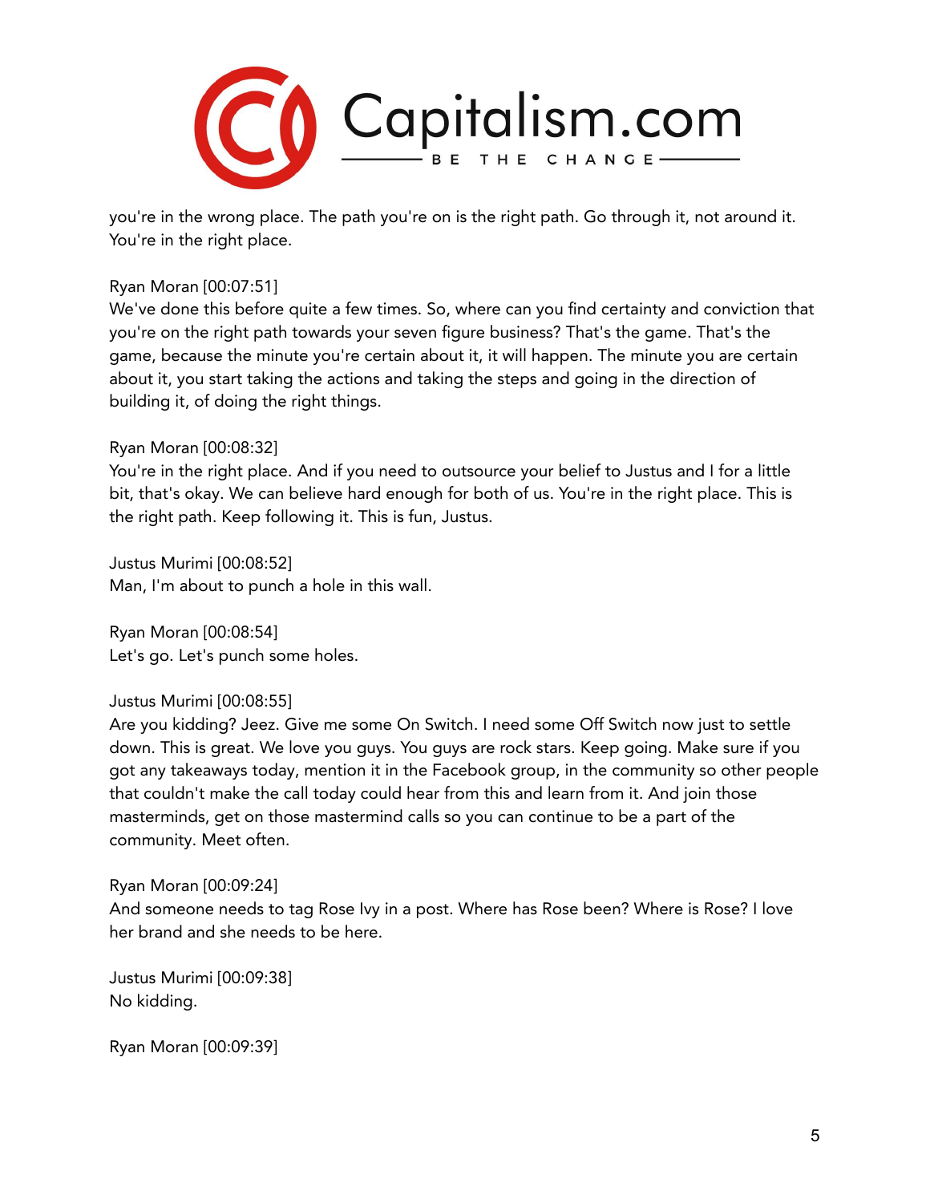you're in the wrong place. The path you're on is the right path. Go through it, not around it. You're in the right place.

Ryan Moran [00:07:51]
We've done this before quite a few times. So, where can you find certainty and conviction that you're on the right path towards your seven figure business? That's the game. That's the game, because the minute you're certain about it, it will happen. The minute you are certain about it, you start taking the actions and taking the steps and going in the direction of building it, of doing the right things.

Ryan Moran [00:08:32]
You're in the right place. And if you need to outsource your belief to Justus and I for a little bit, that's okay. We can believe hard enough for both of us. You're in the right place. This is the right path. Keep following it. This is fun, Justus.

Justus Murimi [00:08:52]
Man, I'm about to punch a hole in this wall.

Ryan Moran [00:08:54]
Let's go. Let's punch some holes.

Justus Murimi [00:08:55]
Are you kidding? Jeez. Give me some On Switch. I need some Off Switch now just to settle down. This is great. We love you guys. You guys are rock stars. Keep going. Make sure if you got any takeaways today, mention it in the Facebook group, in the community so other people that couldn't make the call today could hear from this and learn from it. And join those masterminds, get on those mastermind calls so you can continue to be a part of the community. Meet often.

Ryan Moran [00:09:24]
And someone needs to tag Rose Ivy in a post. Where has Rose been? Where is Rose? I love her brand and she needs to be here.

Justus Murimi [00:09:38]
No kidding.

Ryan Moran [00:09:39]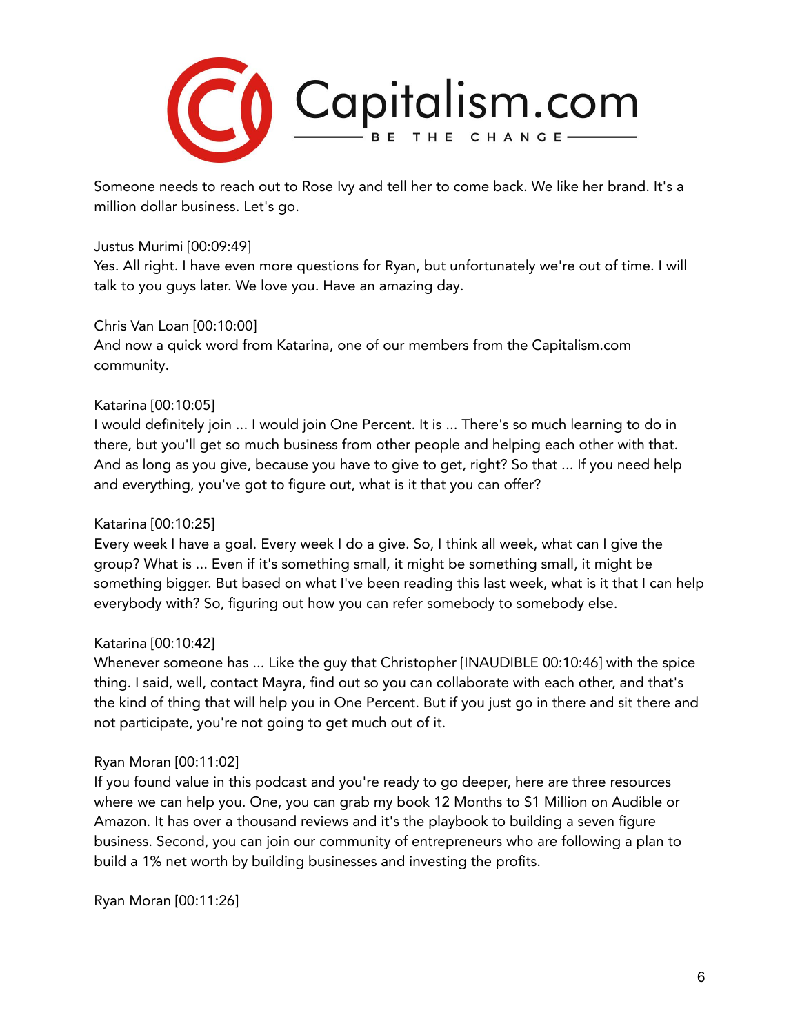Someone needs to reach out to Rose Ivy and tell her to come back. We like her brand. It's a million dollar business. Let's go.

Justus Murimi [00:09:49]
Yes. All right. I have even more questions for Ryan, but unfortunately we're out of time. I will talk to you guys later. We love you. Have an amazing day.

Chris Van Loan [00:10:00]
And now a quick word from Katarina, one of our members from the Capitalism.com community.

Katarina [00:10:05]
I would definitely join ... I would join One Percent. It is ... There's so much learning to do in there, but you'll get so much business from other people and helping each other with that. And as long as you give, because you have to give to get, right? So that ... If you need help and everything, you've got to figure out, what is it that you can offer?

Katarina [00:10:25]
Every week I have a goal. Every week I do a give. So, I think all week, what can I give the group? What is ... Even if it's something small, it might be something small, it might be something bigger. But based on what I've been reading this last week, what is it that I can help everybody with? So, figuring out how you can refer somebody to somebody else.

Katarina [00:10:42]
Whenever someone has ... Like the guy that Christopher [INAUDIBLE 00:10:46] with the spice thing. I said, well, contact Mayra, find out so you can collaborate with each other, and that's the kind of thing that will help you in One Percent. But if you just go in there and sit there and not participate, you're not going to get much out of it.

Ryan Moran [00:11:02]
If you found value in this podcast and you're ready to go deeper, here are three resources where we can help you. One, you can grab my book 12 Months to $1 Million on Audible or Amazon. It has over a thousand reviews and it's the playbook to building a seven figure business. Second, you can join our community of entrepreneurs who are following a plan to build a 1% net worth by building businesses and investing the profits.

Ryan Moran [00:11:26]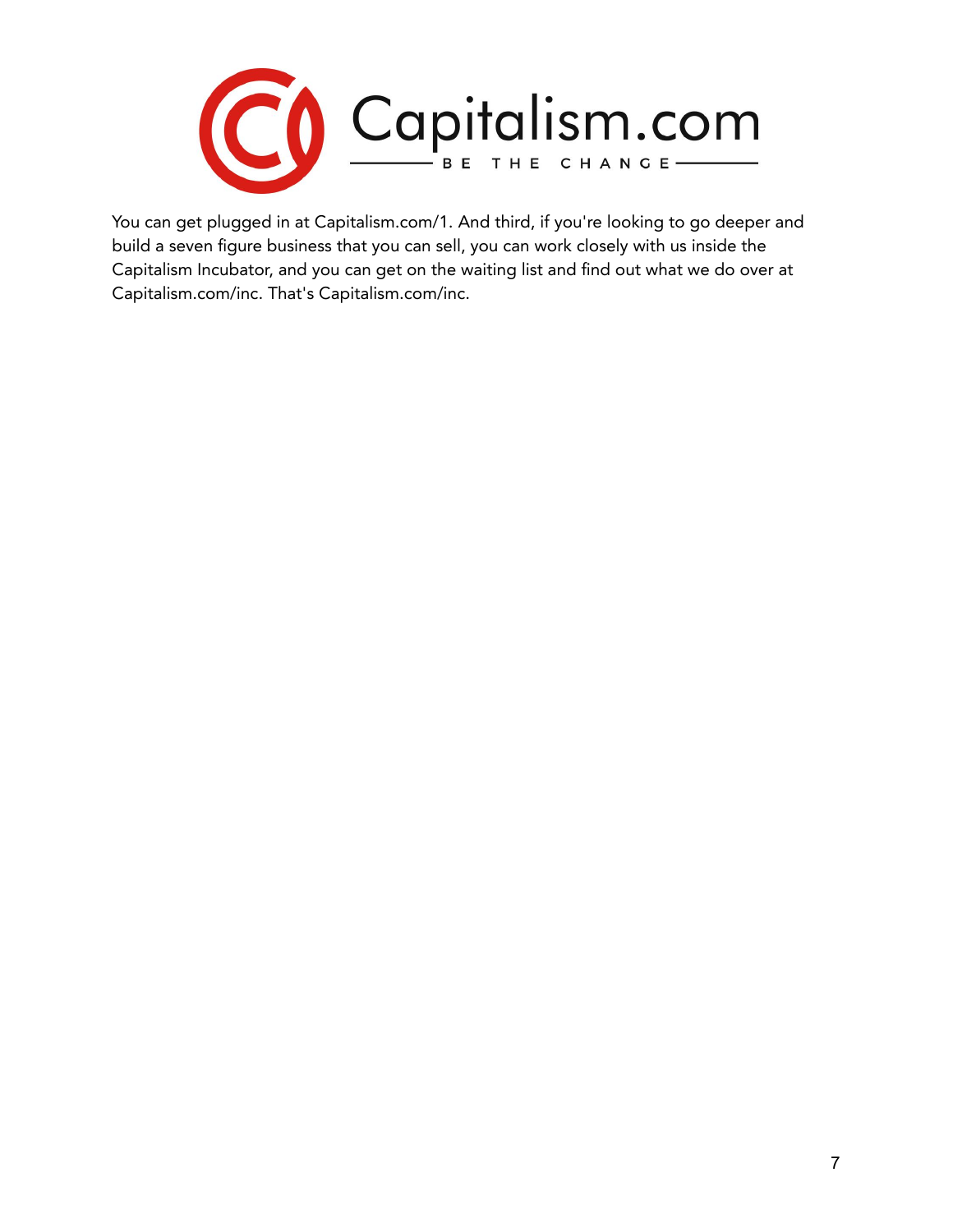You can get plugged in at Capitalism.com/1. And third, if you're looking to go deeper and build a seven figure business that you can sell, you can work closely with us inside the Capitalism Incubator, and you can get on the waiting list and find out what we do over at Capitalism.com/inc. That's Capitalism.com/inc.